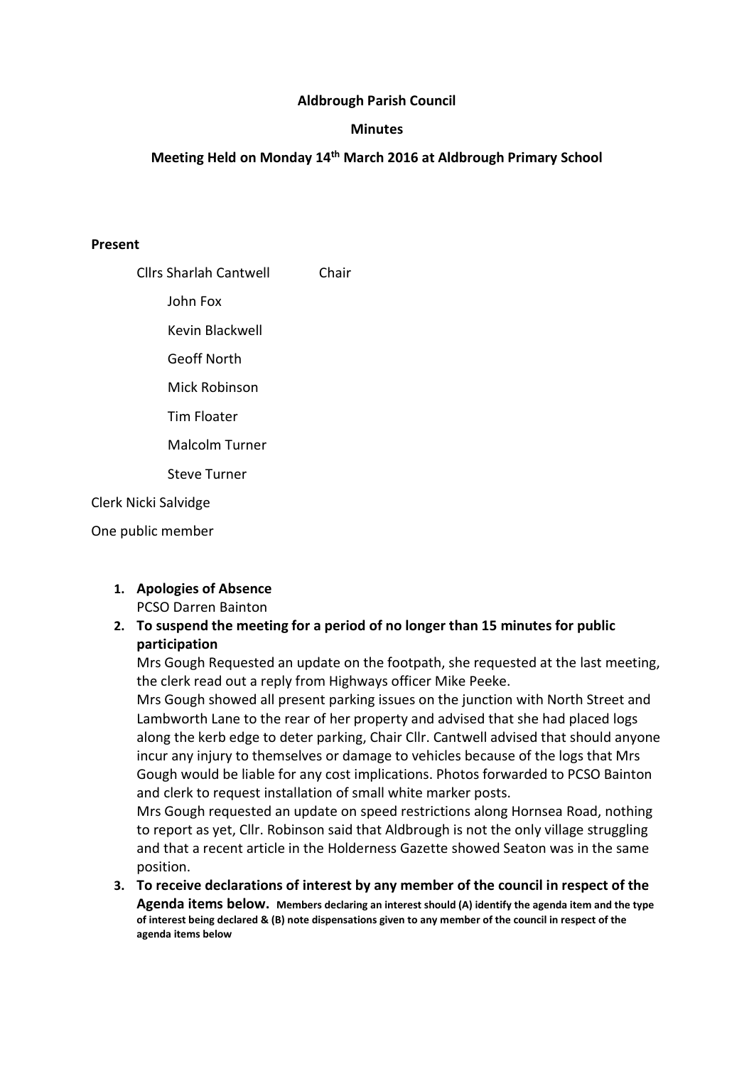**Aldbrough Parish Council**

**Minutes**

**Meeting Held on Monday 14th March 2016 at Aldbrough Primary School**

**Present**

Cllrs Sharlah Cantwell Chair

John Fox

Kevin Blackwell

Geoff North

Mick Robinson

Tim Floater

Malcolm Turner

Steve Turner

Clerk Nicki Salvidge

One public member

1. **Apologies of Absence**
   PCSO Darren Bainton
2. **To suspend the meeting for a period of no longer than 15 minutes for public participation**
   Mrs Gough Requested an update on the footpath, she requested at the last meeting, the clerk read out a reply from Highways officer Mike Peeke.
   Mrs Gough showed all present parking issues on the junction with North Street and Lambworth Lane to the rear of her property and advised that she had placed logs along the kerb edge to deter parking, Chair Cllr. Cantwell advised that should anyone incur any injury to themselves or damage to vehicles because of the logs that Mrs Gough would be liable for any cost implications. Photos forwarded to PCSO Bainton and clerk to request installation of small white marker posts.
   Mrs Gough requested an update on speed restrictions along Hornsea Road, nothing to report as yet, Cllr. Robinson said that Aldbrough is not the only village struggling and that a recent article in the Holderness Gazette showed Seaton was in the same position.
3. **To receive declarations of interest by any member of the council in respect of the Agenda items below.** **Members declaring an interest should (A) identify the agenda item and the type of interest being declared & (B) note dispensations given to any member of the council in respect of the agenda items below**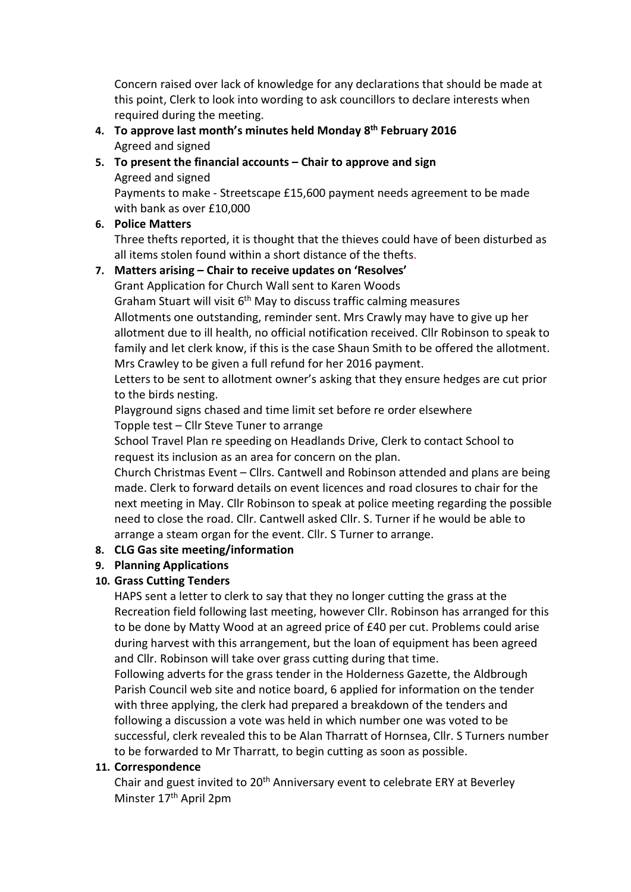Concern raised over lack of knowledge for any declarations that should be made at this point, Clerk to look into wording to ask councillors to declare interests when required during the meeting.

4. **To approve last month's minutes held Monday 8th February 2016**
   Agreed and signed
5. **To present the financial accounts – Chair to approve and sign**
   Agreed and signed
   Payments to make - Streetscape £15,600 payment needs agreement to be made with bank as over £10,000
6. **Police Matters**
   Three thefts reported, it is thought that the thieves could have of been disturbed as all items stolen found within a short distance of the thefts.
7. **Matters arising – Chair to receive updates on 'Resolves'**
   Grant Application for Church Wall sent to Karen Woods
   Graham Stuart will visit 6th May to discuss traffic calming measures
   Allotments one outstanding, reminder sent. Mrs Crawly may have to give up her allotment due to ill health, no official notification received. Cllr Robinson to speak to family and let clerk know, if this is the case Shaun Smith to be offered the allotment. Mrs Crawley to be given a full refund for her 2016 payment.
   Letters to be sent to allotment owner's asking that they ensure hedges are cut prior to the birds nesting.
   Playground signs chased and time limit set before re order elsewhere
   Topple test – Cllr Steve Tuner to arrange
   School Travel Plan re speeding on Headlands Drive, Clerk to contact School to request its inclusion as an area for concern on the plan.
   Church Christmas Event – Cllrs. Cantwell and Robinson attended and plans are being made. Clerk to forward details on event licences and road closures to chair for the next meeting in May. Cllr Robinson to speak at police meeting regarding the possible need to close the road. Cllr. Cantwell asked Cllr. S. Turner if he would be able to arrange a steam organ for the event. Cllr. S Turner to arrange.
8. **CLG Gas site meeting/information**
9. **Planning Applications**
10. **Grass Cutting Tenders**
    HAPS sent a letter to clerk to say that they no longer cutting the grass at the Recreation field following last meeting, however Cllr. Robinson has arranged for this to be done by Matty Wood at an agreed price of £40 per cut. Problems could arise during harvest with this arrangement, but the loan of equipment has been agreed and Cllr. Robinson will take over grass cutting during that time.
    Following adverts for the grass tender in the Holderness Gazette, the Aldbrough Parish Council web site and notice board, 6 applied for information on the tender with three applying, the clerk had prepared a breakdown of the tenders and following a discussion a vote was held in which number one was voted to be successful, clerk revealed this to be Alan Tharratt of Hornsea, Cllr. S Turners number to be forwarded to Mr Tharratt, to begin cutting as soon as possible.
11. **Correspondence**
    Chair and guest invited to 20th Anniversary event to celebrate ERY at Beverley Minster 17th April 2pm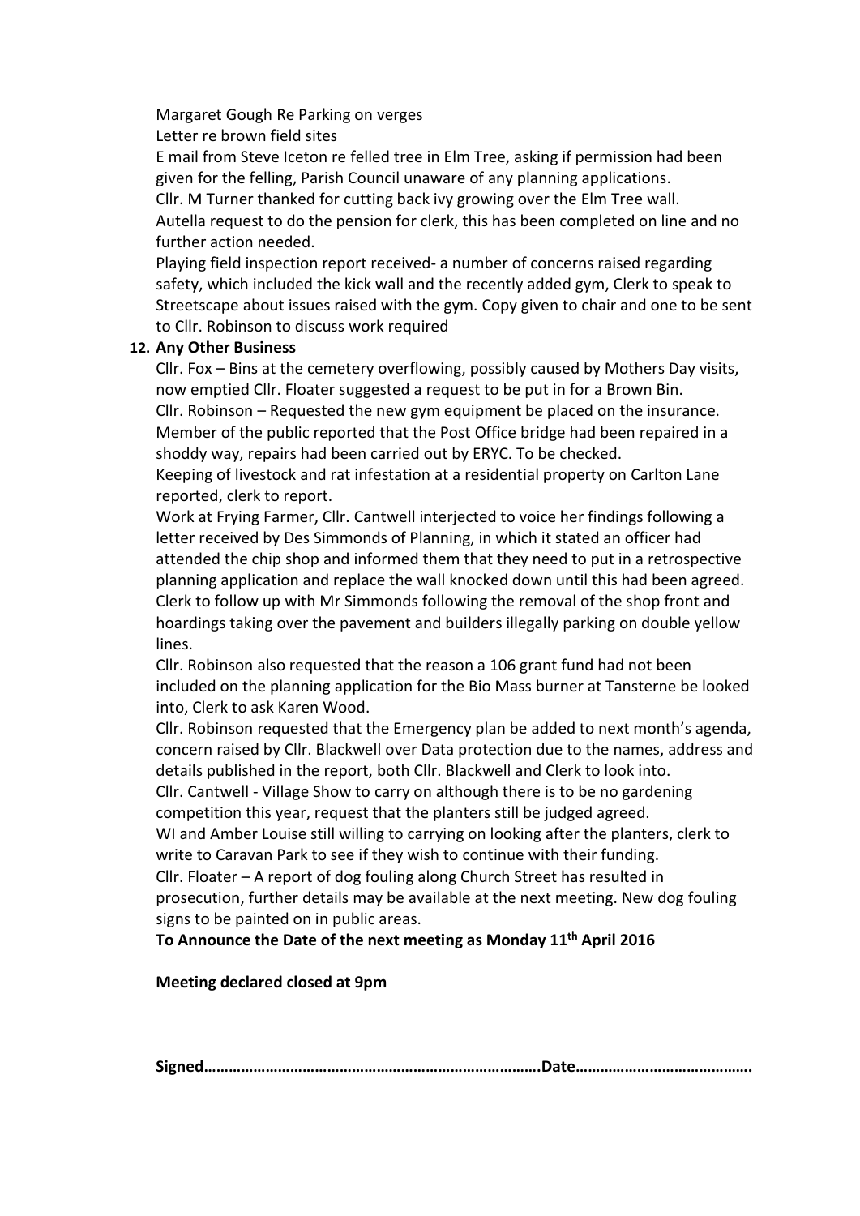Margaret Gough Re Parking on verges
Letter re brown field sites
E mail from Steve Iceton re felled tree in Elm Tree, asking if permission had been given for the felling, Parish Council unaware of any planning applications.
Cllr. M Turner thanked for cutting back ivy growing over the Elm Tree wall.
Autella request to do the pension for clerk, this has been completed on line and no further action needed.
Playing field inspection report received- a number of concerns raised regarding safety, which included the kick wall and the recently added gym, Clerk to speak to Streetscape about issues raised with the gym. Copy given to chair and one to be sent to Cllr. Robinson to discuss work required

**12. Any Other Business**

Cllr. Fox – Bins at the cemetery overflowing, possibly caused by Mothers Day visits, now emptied Cllr. Floater suggested a request to be put in for a Brown Bin.
Cllr. Robinson – Requested the new gym equipment be placed on the insurance.
Member of the public reported that the Post Office bridge had been repaired in a shoddy way, repairs had been carried out by ERYC. To be checked.
Keeping of livestock and rat infestation at a residential property on Carlton Lane reported, clerk to report.
Work at Frying Farmer, Cllr. Cantwell interjected to voice her findings following a letter received by Des Simmonds of Planning, in which it stated an officer had attended the chip shop and informed them that they need to put in a retrospective planning application and replace the wall knocked down until this had been agreed. Clerk to follow up with Mr Simmonds following the removal of the shop front and hoardings taking over the pavement and builders illegally parking on double yellow lines.
Cllr. Robinson also requested that the reason a 106 grant fund had not been included on the planning application for the Bio Mass burner at Tansterne be looked into, Clerk to ask Karen Wood.
Cllr. Robinson requested that the Emergency plan be added to next month's agenda, concern raised by Cllr. Blackwell over Data protection due to the names, address and details published in the report, both Cllr. Blackwell and Clerk to look into.
Cllr. Cantwell - Village Show to carry on although there is to be no gardening competition this year, request that the planters still be judged agreed.
WI and Amber Louise still willing to carrying on looking after the planters, clerk to write to Caravan Park to see if they wish to continue with their funding.
Cllr. Floater – A report of dog fouling along Church Street has resulted in prosecution, further details may be available at the next meeting. New dog fouling signs to be painted on in public areas.

**To Announce the Date of the next meeting as Monday 11th April 2016**

**Meeting declared closed at 9pm**

**Signed……………………………………………………………………….Date…………………………………….**